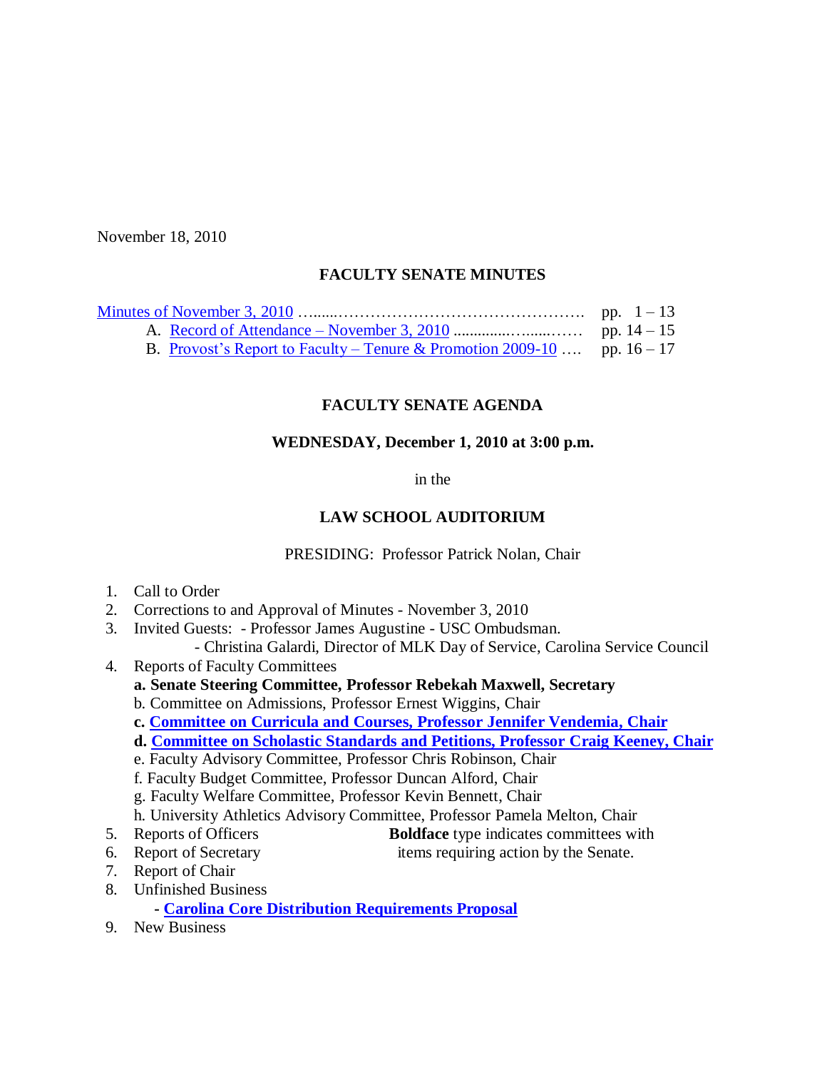November 18, 2010

## FACULTY SENATE MINUTES

Minutes of November 3, 2010 …......…………………………………….  pp. 1 – 13

A. Record of Attendance – November 3, 2010 ............….......……  pp. 14 – 15

B. Provost's Report to Faculty – Tenure & Promotion 2009-10 ….  pp. 16 – 17

## FACULTY SENATE AGENDA

### WEDNESDAY, December 1, 2010 at 3:00 p.m.

in the

### LAW SCHOOL AUDITORIUM

PRESIDING: Professor Patrick Nolan, Chair

1. Call to Order
2. Corrections to and Approval of Minutes - November 3, 2010
3. Invited Guests: - Professor James Augustine - USC Ombudsman.
   - Christina Galardi, Director of MLK Day of Service, Carolina Service Council
4. Reports of Faculty Committees
   **a. Senate Steering Committee, Professor Rebekah Maxwell, Secretary**
   b. Committee on Admissions, Professor Ernest Wiggins, Chair
   **c. Committee on Curricula and Courses, Professor Jennifer Vendemia, Chair**
   **d. Committee on Scholastic Standards and Petitions, Professor Craig Keeney, Chair**
   e. Faculty Advisory Committee, Professor Chris Robinson, Chair
   f. Faculty Budget Committee, Professor Duncan Alford, Chair
   g. Faculty Welfare Committee, Professor Kevin Bennett, Chair
   h. University Athletics Advisory Committee, Professor Pamela Melton, Chair
5. Reports of Officers
6. Report of Secretary
7. Report of Chair
8. Unfinished Business
   - **Carolina Core Distribution Requirements Proposal**
9. New Business

**Boldface** type indicates committees with items requiring action by the Senate.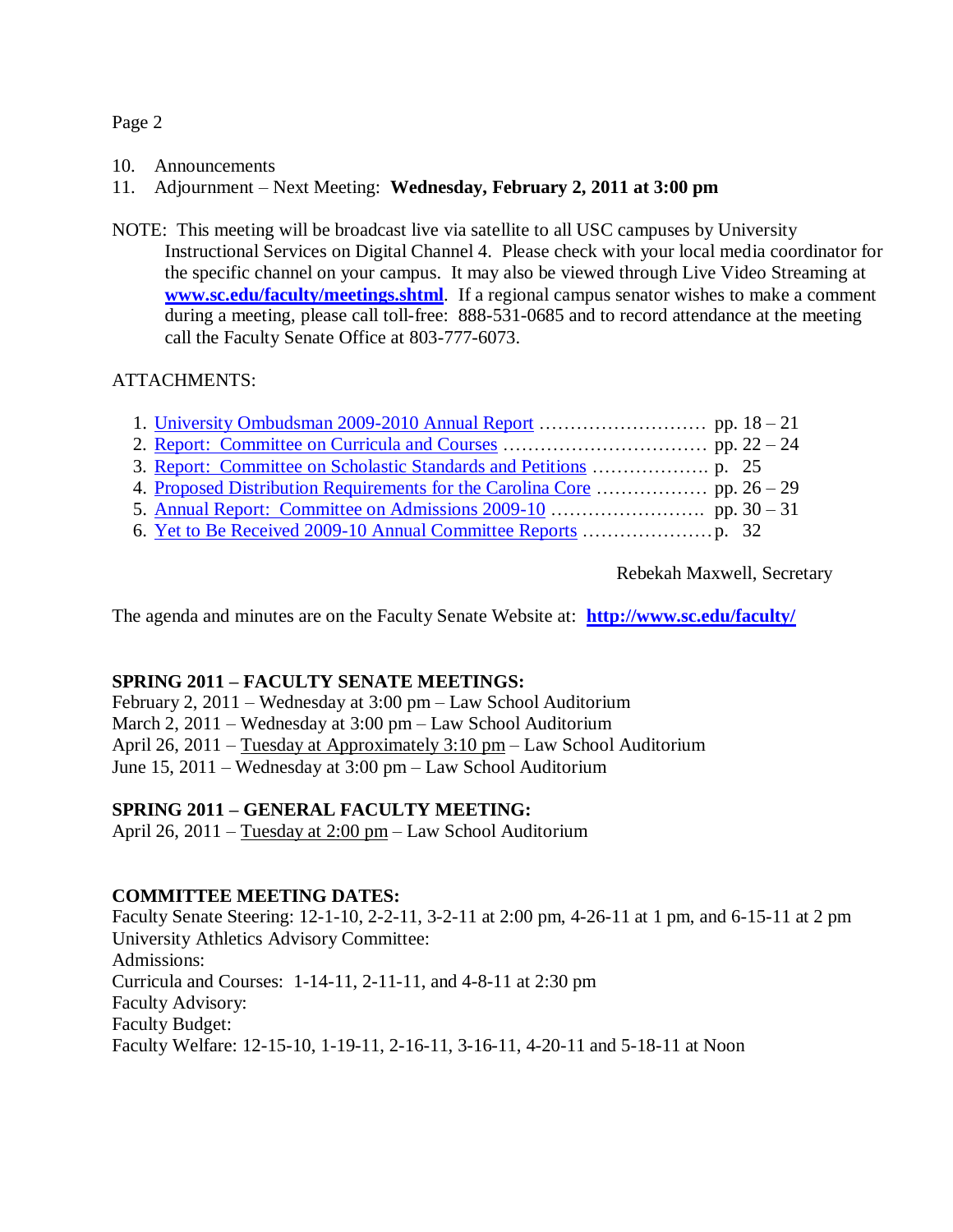10. Announcements
11. Adjournment – Next Meeting: **Wednesday, February 2, 2011 at 3:00 pm**

NOTE: This meeting will be broadcast live via satellite to all USC campuses by University Instructional Services on Digital Channel 4. Please check with your local media coordinator for the specific channel on your campus. It may also be viewed through Live Video Streaming at **www.sc.edu/faculty/meetings.shtml**. If a regional campus senator wishes to make a comment during a meeting, please call toll-free: 888-531-0685 and to record attendance at the meeting call the Faculty Senate Office at 803-777-6073.

ATTACHMENTS:

1. University Ombudsman 2009-2010 Annual Report ……………………… pp. 18 – 21
2. Report: Committee on Curricula and Courses …………………………… pp. 22 – 24
3. Report: Committee on Scholastic Standards and Petitions ………………. p. 25
4. Proposed Distribution Requirements for the Carolina Core ……………… pp. 26 – 29
5. Annual Report: Committee on Admissions 2009-10 ……………………. pp. 30 – 31
6. Yet to Be Received 2009-10 Annual Committee Reports …………………p. 32

Rebekah Maxwell, Secretary

The agenda and minutes are on the Faculty Senate Website at: **http://www.sc.edu/faculty/**

**SPRING 2011 – FACULTY SENATE MEETINGS:**
February 2, 2011 – Wednesday at 3:00 pm – Law School Auditorium
March 2, 2011 – Wednesday at 3:00 pm – Law School Auditorium
April 26, 2011 – Tuesday at Approximately 3:10 pm – Law School Auditorium
June 15, 2011 – Wednesday at 3:00 pm – Law School Auditorium

**SPRING 2011 – GENERAL FACULTY MEETING:**
April 26, 2011 – Tuesday at 2:00 pm – Law School Auditorium

**COMMITTEE MEETING DATES:**
Faculty Senate Steering: 12-1-10, 2-2-11, 3-2-11 at 2:00 pm, 4-26-11 at 1 pm, and 6-15-11 at 2 pm
University Athletics Advisory Committee:
Admissions:
Curricula and Courses: 1-14-11, 2-11-11, and 4-8-11 at 2:30 pm
Faculty Advisory:
Faculty Budget:
Faculty Welfare: 12-15-10, 1-19-11, 2-16-11, 3-16-11, 4-20-11 and 5-18-11 at Noon